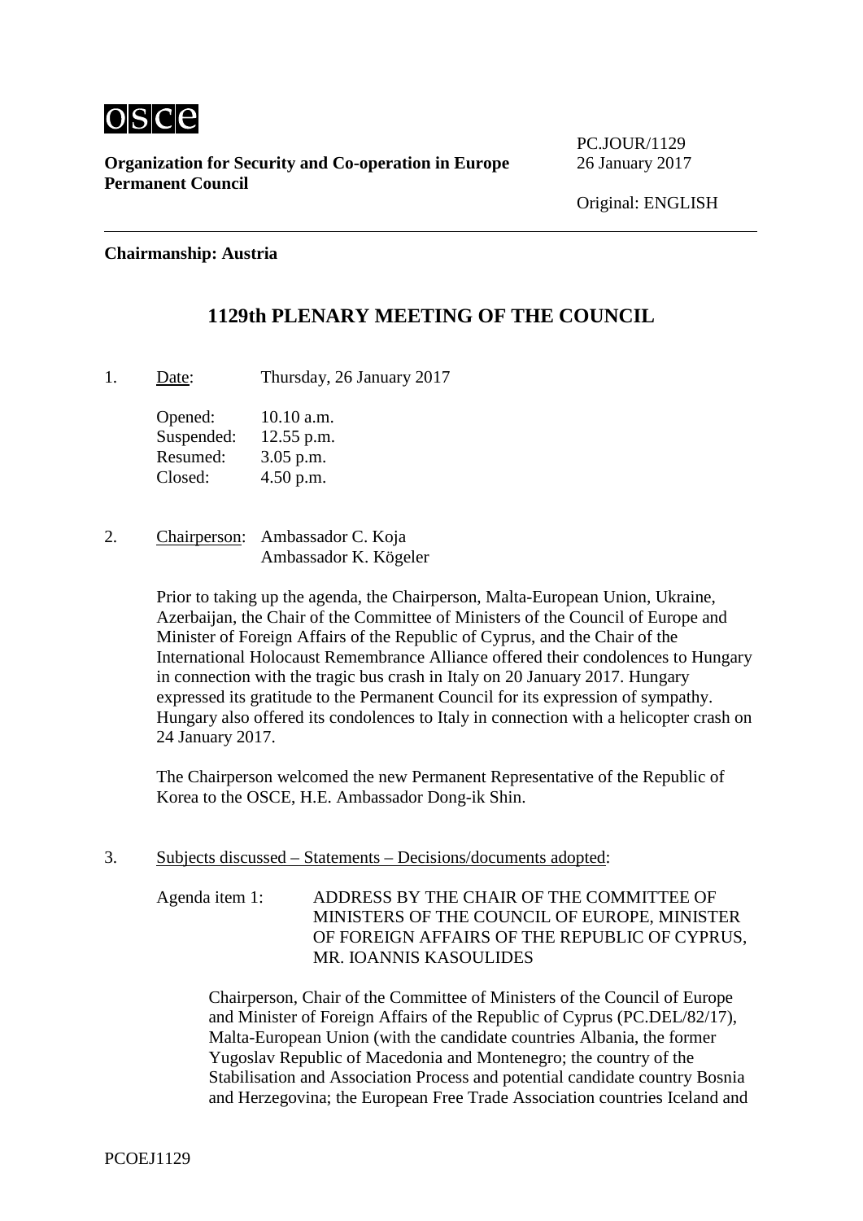osce

**Organization for Security and Co-operation in Europe**
**Permanent Council**

PC.JOUR/1129
26 January 2017

Original: ENGLISH

**Chairmanship: Austria**

## 1129th PLENARY MEETING OF THE COUNCIL

1. Date: Thursday, 26 January 2017

   Opened: 10.10 a.m.
   Suspended: 12.55 p.m.
   Resumed: 3.05 p.m.
   Closed: 4.50 p.m.

2. Chairperson: Ambassador C. Koja
   Ambassador K. Kögeler

   Prior to taking up the agenda, the Chairperson, Malta-European Union, Ukraine, Azerbaijan, the Chair of the Committee of Ministers of the Council of Europe and Minister of Foreign Affairs of the Republic of Cyprus, and the Chair of the International Holocaust Remembrance Alliance offered their condolences to Hungary in connection with the tragic bus crash in Italy on 20 January 2017. Hungary expressed its gratitude to the Permanent Council for its expression of sympathy. Hungary also offered its condolences to Italy in connection with a helicopter crash on 24 January 2017.

   The Chairperson welcomed the new Permanent Representative of the Republic of Korea to the OSCE, H.E. Ambassador Dong-ik Shin.

3. Subjects discussed – Statements – Decisions/documents adopted:

   Agenda item 1: ADDRESS BY THE CHAIR OF THE COMMITTEE OF MINISTERS OF THE COUNCIL OF EUROPE, MINISTER OF FOREIGN AFFAIRS OF THE REPUBLIC OF CYPRUS, MR. IOANNIS KASOULIDES

   Chairperson, Chair of the Committee of Ministers of the Council of Europe and Minister of Foreign Affairs of the Republic of Cyprus (PC.DEL/82/17), Malta-European Union (with the candidate countries Albania, the former Yugoslav Republic of Macedonia and Montenegro; the country of the Stabilisation and Association Process and potential candidate country Bosnia and Herzegovina; the European Free Trade Association countries Iceland and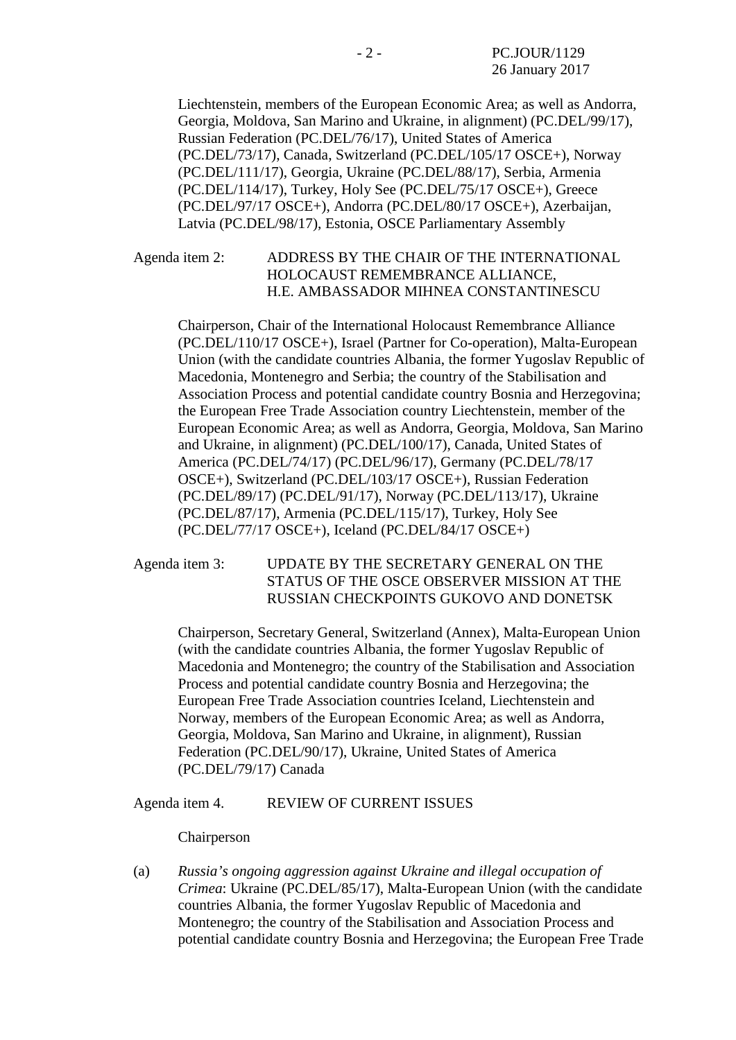Liechtenstein, members of the European Economic Area; as well as Andorra, Georgia, Moldova, San Marino and Ukraine, in alignment) (PC.DEL/99/17), Russian Federation (PC.DEL/76/17), United States of America (PC.DEL/73/17), Canada, Switzerland (PC.DEL/105/17 OSCE+), Norway (PC.DEL/111/17), Georgia, Ukraine (PC.DEL/88/17), Serbia, Armenia (PC.DEL/114/17), Turkey, Holy See (PC.DEL/75/17 OSCE+), Greece (PC.DEL/97/17 OSCE+), Andorra (PC.DEL/80/17 OSCE+), Azerbaijan, Latvia (PC.DEL/98/17), Estonia, OSCE Parliamentary Assembly

Agenda item 2: ADDRESS BY THE CHAIR OF THE INTERNATIONAL HOLOCAUST REMEMBRANCE ALLIANCE, H.E. AMBASSADOR MIHNEA CONSTANTINESCU

Chairperson, Chair of the International Holocaust Remembrance Alliance (PC.DEL/110/17 OSCE+), Israel (Partner for Co-operation), Malta-European Union (with the candidate countries Albania, the former Yugoslav Republic of Macedonia, Montenegro and Serbia; the country of the Stabilisation and Association Process and potential candidate country Bosnia and Herzegovina; the European Free Trade Association country Liechtenstein, member of the European Economic Area; as well as Andorra, Georgia, Moldova, San Marino and Ukraine, in alignment) (PC.DEL/100/17), Canada, United States of America (PC.DEL/74/17) (PC.DEL/96/17), Germany (PC.DEL/78/17 OSCE+), Switzerland (PC.DEL/103/17 OSCE+), Russian Federation (PC.DEL/89/17) (PC.DEL/91/17), Norway (PC.DEL/113/17), Ukraine (PC.DEL/87/17), Armenia (PC.DEL/115/17), Turkey, Holy See (PC.DEL/77/17 OSCE+), Iceland (PC.DEL/84/17 OSCE+)

Agenda item 3: UPDATE BY THE SECRETARY GENERAL ON THE STATUS OF THE OSCE OBSERVER MISSION AT THE RUSSIAN CHECKPOINTS GUKOVO AND DONETSK

Chairperson, Secretary General, Switzerland (Annex), Malta-European Union (with the candidate countries Albania, the former Yugoslav Republic of Macedonia and Montenegro; the country of the Stabilisation and Association Process and potential candidate country Bosnia and Herzegovina; the European Free Trade Association countries Iceland, Liechtenstein and Norway, members of the European Economic Area; as well as Andorra, Georgia, Moldova, San Marino and Ukraine, in alignment), Russian Federation (PC.DEL/90/17), Ukraine, United States of America (PC.DEL/79/17) Canada

Agenda item 4. REVIEW OF CURRENT ISSUES

Chairperson

(a) *Russia's ongoing aggression against Ukraine and illegal occupation of Crimea*: Ukraine (PC.DEL/85/17), Malta-European Union (with the candidate countries Albania, the former Yugoslav Republic of Macedonia and Montenegro; the country of the Stabilisation and Association Process and potential candidate country Bosnia and Herzegovina; the European Free Trade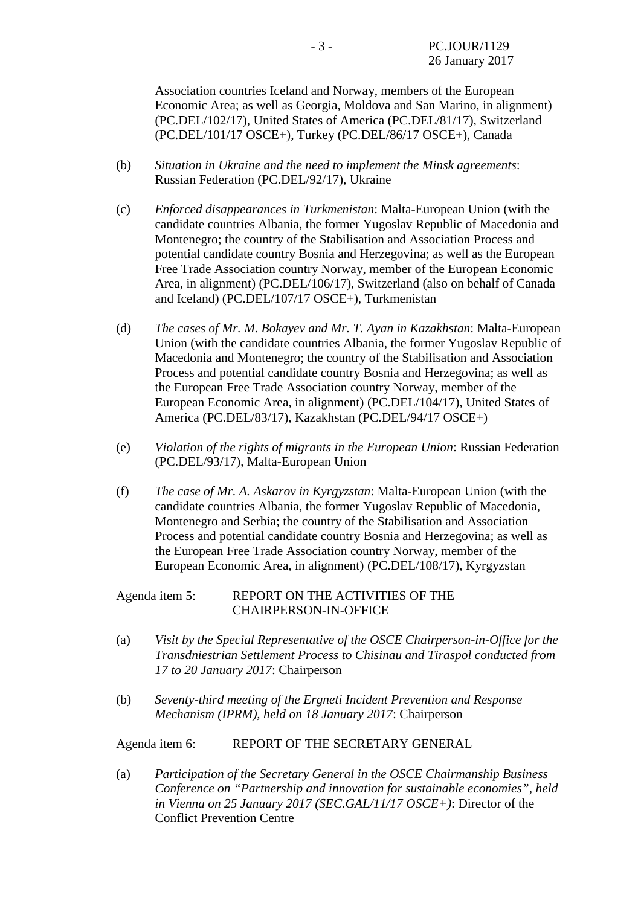Association countries Iceland and Norway, members of the European Economic Area; as well as Georgia, Moldova and San Marino, in alignment) (PC.DEL/102/17), United States of America (PC.DEL/81/17), Switzerland (PC.DEL/101/17 OSCE+), Turkey (PC.DEL/86/17 OSCE+), Canada

(b) *Situation in Ukraine and the need to implement the Minsk agreements*: Russian Federation (PC.DEL/92/17), Ukraine

(c) *Enforced disappearances in Turkmenistan*: Malta-European Union (with the candidate countries Albania, the former Yugoslav Republic of Macedonia and Montenegro; the country of the Stabilisation and Association Process and potential candidate country Bosnia and Herzegovina; as well as the European Free Trade Association country Norway, member of the European Economic Area, in alignment) (PC.DEL/106/17), Switzerland (also on behalf of Canada and Iceland) (PC.DEL/107/17 OSCE+), Turkmenistan

(d) *The cases of Mr. M. Bokayev and Mr. T. Ayan in Kazakhstan*: Malta-European Union (with the candidate countries Albania, the former Yugoslav Republic of Macedonia and Montenegro; the country of the Stabilisation and Association Process and potential candidate country Bosnia and Herzegovina; as well as the European Free Trade Association country Norway, member of the European Economic Area, in alignment) (PC.DEL/104/17), United States of America (PC.DEL/83/17), Kazakhstan (PC.DEL/94/17 OSCE+)

(e) *Violation of the rights of migrants in the European Union*: Russian Federation (PC.DEL/93/17), Malta-European Union

(f) *The case of Mr. A. Askarov in Kyrgyzstan*: Malta-European Union (with the candidate countries Albania, the former Yugoslav Republic of Macedonia, Montenegro and Serbia; the country of the Stabilisation and Association Process and potential candidate country Bosnia and Herzegovina; as well as the European Free Trade Association country Norway, member of the European Economic Area, in alignment) (PC.DEL/108/17), Kyrgyzstan

Agenda item 5: REPORT ON THE ACTIVITIES OF THE CHAIRPERSON-IN-OFFICE

(a) *Visit by the Special Representative of the OSCE Chairperson-in-Office for the Transdniestrian Settlement Process to Chisinau and Tiraspol conducted from 17 to 20 January 2017*: Chairperson

(b) *Seventy-third meeting of the Ergneti Incident Prevention and Response Mechanism (IPRM), held on 18 January 2017*: Chairperson

Agenda item 6: REPORT OF THE SECRETARY GENERAL

(a) *Participation of the Secretary General in the OSCE Chairmanship Business Conference on "Partnership and innovation for sustainable economies", held in Vienna on 25 January 2017 (SEC.GAL/11/17 OSCE+)*: Director of the Conflict Prevention Centre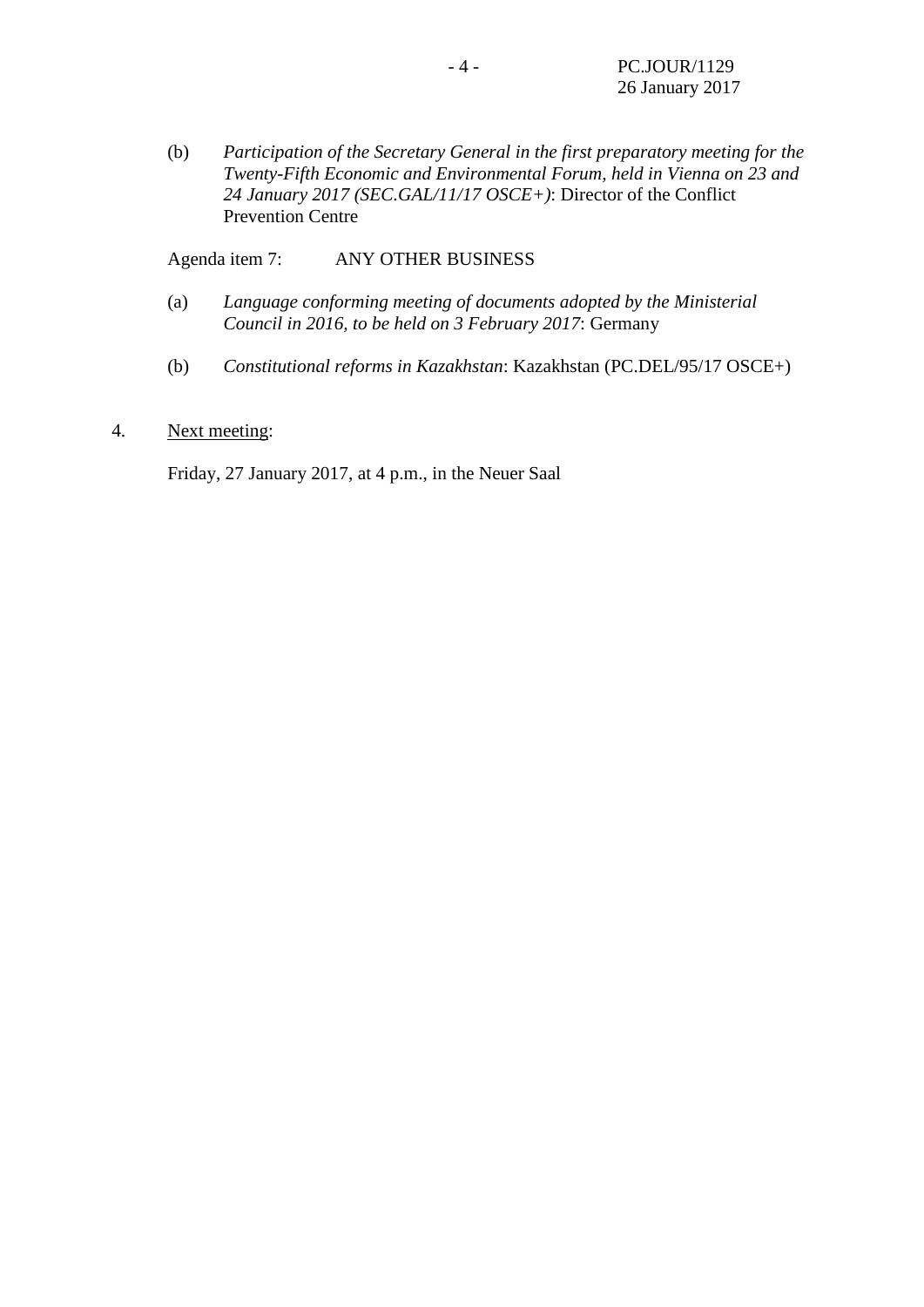(b) *Participation of the Secretary General in the first preparatory meeting for the Twenty-Fifth Economic and Environmental Forum, held in Vienna on 23 and 24 January 2017 (SEC.GAL/11/17 OSCE+)*: Director of the Conflict Prevention Centre

Agenda item 7: ANY OTHER BUSINESS

(a) *Language conforming meeting of documents adopted by the Ministerial Council in 2016, to be held on 3 February 2017*: Germany

(b) *Constitutional reforms in Kazakhstan*: Kazakhstan (PC.DEL/95/17 OSCE+)

4. Next meeting:

Friday, 27 January 2017, at 4 p.m., in the Neuer Saal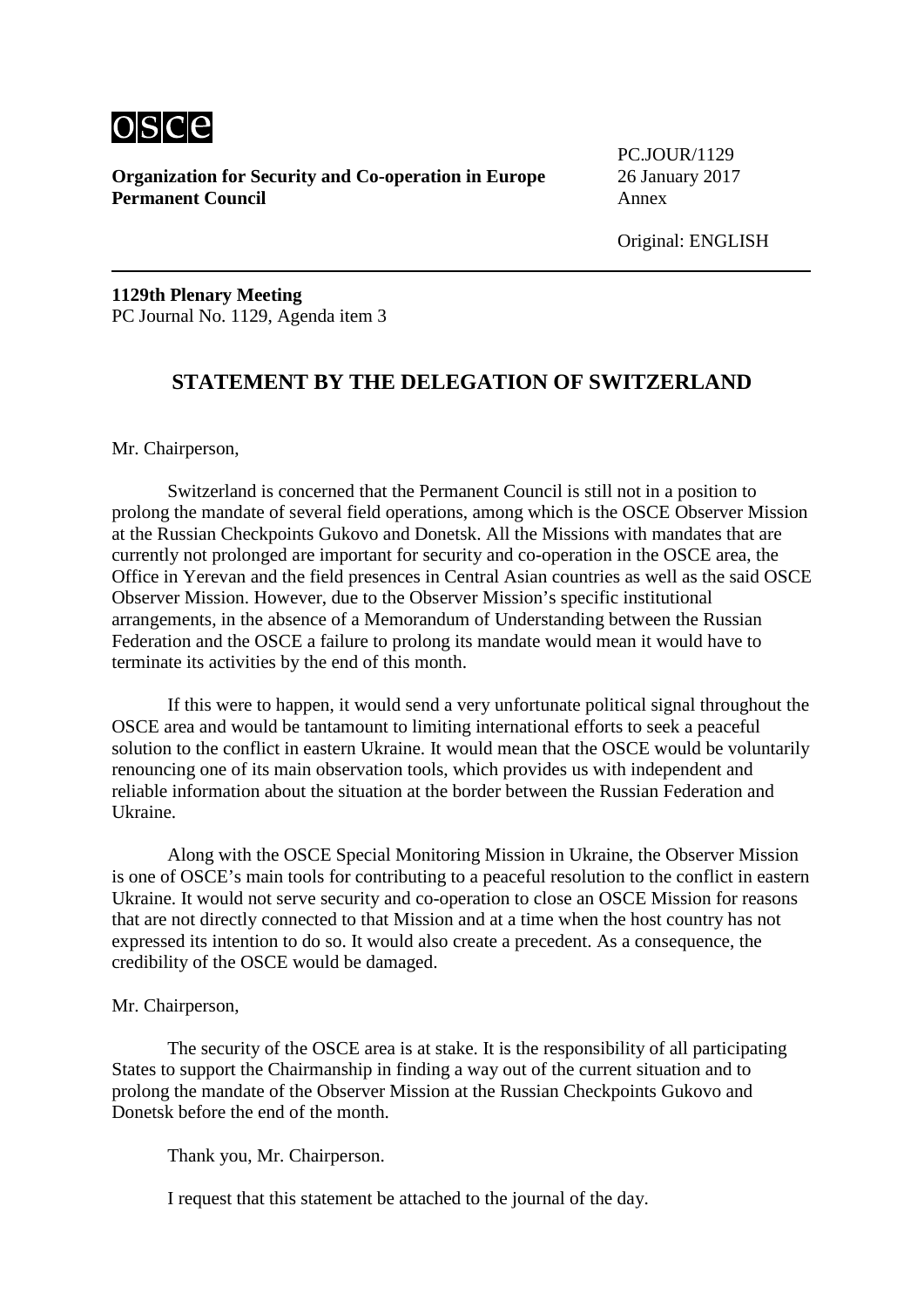osce

**Organization for Security and Co-operation in Europe**
**Permanent Council**

PC.JOUR/1129
26 January 2017
Annex

Original: ENGLISH

**1129th Plenary Meeting**
PC Journal No. 1129, Agenda item 3

## STATEMENT BY THE DELEGATION OF SWITZERLAND

Mr. Chairperson,

Switzerland is concerned that the Permanent Council is still not in a position to prolong the mandate of several field operations, among which is the OSCE Observer Mission at the Russian Checkpoints Gukovo and Donetsk. All the Missions with mandates that are currently not prolonged are important for security and co-operation in the OSCE area, the Office in Yerevan and the field presences in Central Asian countries as well as the said OSCE Observer Mission. However, due to the Observer Mission's specific institutional arrangements, in the absence of a Memorandum of Understanding between the Russian Federation and the OSCE a failure to prolong its mandate would mean it would have to terminate its activities by the end of this month.

If this were to happen, it would send a very unfortunate political signal throughout the OSCE area and would be tantamount to limiting international efforts to seek a peaceful solution to the conflict in eastern Ukraine. It would mean that the OSCE would be voluntarily renouncing one of its main observation tools, which provides us with independent and reliable information about the situation at the border between the Russian Federation and Ukraine.

Along with the OSCE Special Monitoring Mission in Ukraine, the Observer Mission is one of OSCE's main tools for contributing to a peaceful resolution to the conflict in eastern Ukraine. It would not serve security and co-operation to close an OSCE Mission for reasons that are not directly connected to that Mission and at a time when the host country has not expressed its intention to do so. It would also create a precedent. As a consequence, the credibility of the OSCE would be damaged.

Mr. Chairperson,

The security of the OSCE area is at stake. It is the responsibility of all participating States to support the Chairmanship in finding a way out of the current situation and to prolong the mandate of the Observer Mission at the Russian Checkpoints Gukovo and Donetsk before the end of the month.

Thank you, Mr. Chairperson.

I request that this statement be attached to the journal of the day.